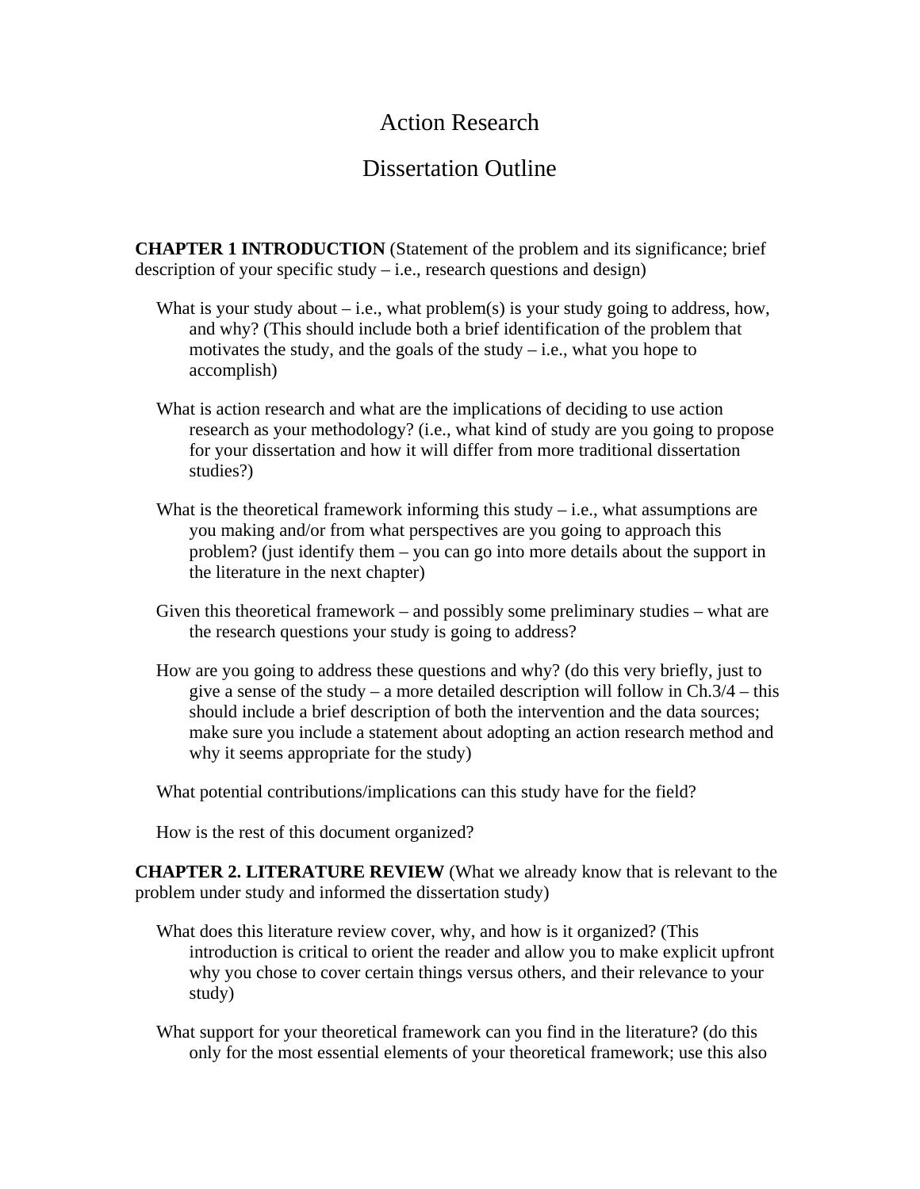# Action Research

# Dissertation Outline

**CHAPTER 1 INTRODUCTION** (Statement of the problem and its significance; brief description of your specific study – i.e., research questions and design)

What is your study about – i.e., what problem(s) is your study going to address, how, and why? (This should include both a brief identification of the problem that motivates the study, and the goals of the study – i.e., what you hope to accomplish)

What is action research and what are the implications of deciding to use action research as your methodology? (i.e., what kind of study are you going to propose for your dissertation and how it will differ from more traditional dissertation studies?)

What is the theoretical framework informing this study – i.e., what assumptions are you making and/or from what perspectives are you going to approach this problem? (just identify them – you can go into more details about the support in the literature in the next chapter)

Given this theoretical framework – and possibly some preliminary studies – what are the research questions your study is going to address?

How are you going to address these questions and why? (do this very briefly, just to give a sense of the study – a more detailed description will follow in Ch.3/4 – this should include a brief description of both the intervention and the data sources; make sure you include a statement about adopting an action research method and why it seems appropriate for the study)

What potential contributions/implications can this study have for the field?

How is the rest of this document organized?

**CHAPTER 2. LITERATURE REVIEW** (What we already know that is relevant to the problem under study and informed the dissertation study)

What does this literature review cover, why, and how is it organized? (This introduction is critical to orient the reader and allow you to make explicit upfront why you chose to cover certain things versus others, and their relevance to your study)

What support for your theoretical framework can you find in the literature? (do this only for the most essential elements of your theoretical framework; use this also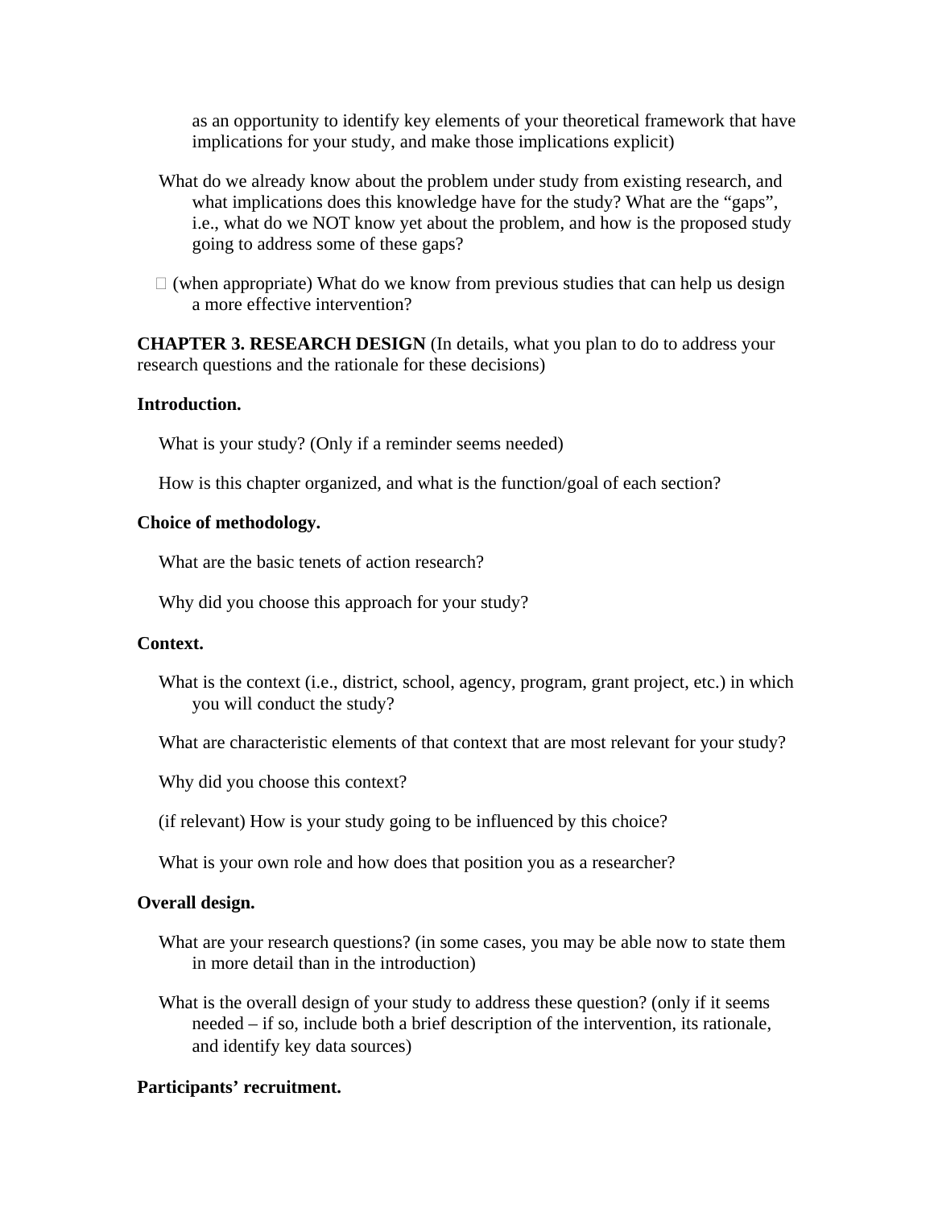as an opportunity to identify key elements of your theoretical framework that have implications for your study, and make those implications explicit)

- What do we already know about the problem under study from existing research, and what implications does this knowledge have for the study? What are the "gaps", i.e., what do we NOT know yet about the problem, and how is the proposed study going to address some of these gaps?
- (when appropriate) What do we know from previous studies that can help us design a more effective intervention?

**CHAPTER 3. RESEARCH DESIGN** (In details, what you plan to do to address your research questions and the rationale for these decisions)

**Introduction.**

- What is your study? (Only if a reminder seems needed)
- How is this chapter organized, and what is the function/goal of each section?

**Choice of methodology.**

- What are the basic tenets of action research?
- Why did you choose this approach for your study?

**Context.**

- What is the context (i.e., district, school, agency, program, grant project, etc.) in which you will conduct the study?
- What are characteristic elements of that context that are most relevant for your study?
- Why did you choose this context?
- (if relevant) How is your study going to be influenced by this choice?
- What is your own role and how does that position you as a researcher?

**Overall design.**

- What are your research questions? (in some cases, you may be able now to state them in more detail than in the introduction)
- What is the overall design of your study to address these question? (only if it seems needed – if so, include both a brief description of the intervention, its rationale, and identify key data sources)

**Participants' recruitment.**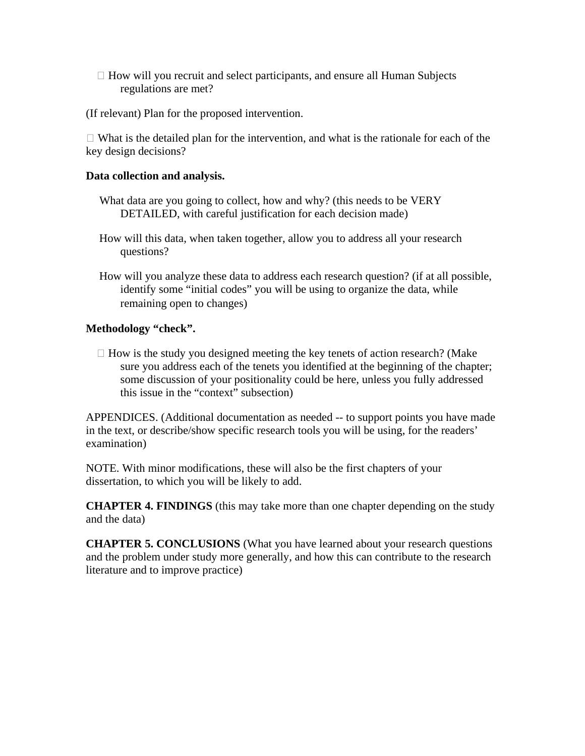- How will you recruit and select participants, and ensure all Human Subjects regulations are met?

(If relevant) Plan for the proposed intervention.

- What is the detailed plan for the intervention, and what is the rationale for each of the key design decisions?

**Data collection and analysis.**

- What data are you going to collect, how and why? (this needs to be VERY DETAILED, with careful justification for each decision made)
- How will this data, when taken together, allow you to address all your research questions?
- How will you analyze these data to address each research question? (if at all possible, identify some "initial codes" you will be using to organize the data, while remaining open to changes)

**Methodology "check".**

- How is the study you designed meeting the key tenets of action research? (Make sure you address each of the tenets you identified at the beginning of the chapter; some discussion of your positionality could be here, unless you fully addressed this issue in the "context" subsection)

APPENDICES. (Additional documentation as needed -- to support points you have made in the text, or describe/show specific research tools you will be using, for the readers' examination)

NOTE. With minor modifications, these will also be the first chapters of your dissertation, to which you will be likely to add.

**CHAPTER 4. FINDINGS** (this may take more than one chapter depending on the study and the data)

**CHAPTER 5. CONCLUSIONS** (What you have learned about your research questions and the problem under study more generally, and how this can contribute to the research literature and to improve practice)